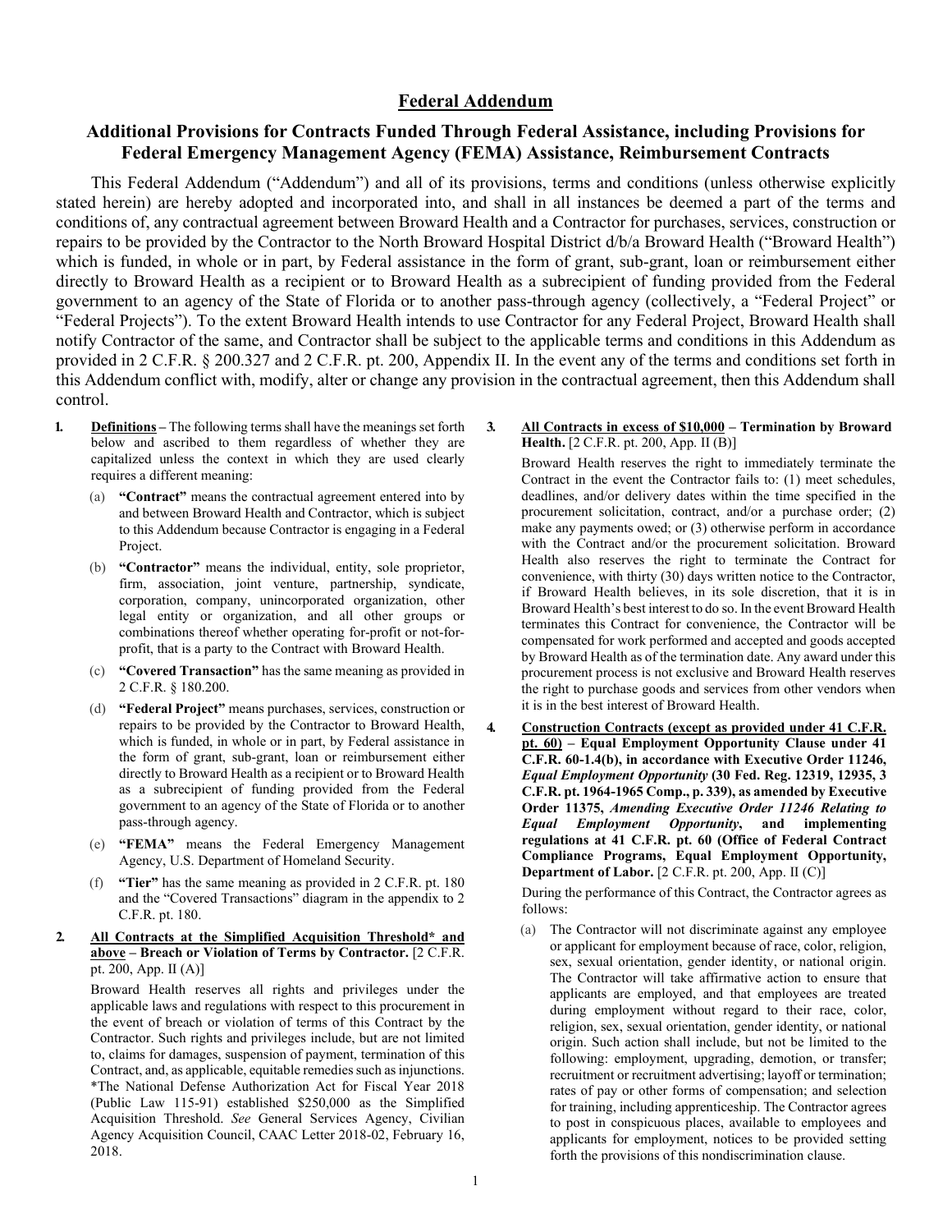# Federal Addendum

## Additional Provisions for Contracts Funded Through Federal Assistance, including Provisions for Federal Emergency Management Agency (FEMA) Assistance, Reimbursement Contracts

This Federal Addendum ("Addendum") and all of its provisions, terms and conditions (unless otherwise explicitly stated herein) are hereby adopted and incorporated into, and shall in all instances be deemed a part of the terms and conditions of, any contractual agreement between Broward Health and a Contractor for purchases, services, construction or repairs to be provided by the Contractor to the North Broward Hospital District d/b/a Broward Health ("Broward Health") which is funded, in whole or in part, by Federal assistance in the form of grant, sub-grant, loan or reimbursement either directly to Broward Health as a recipient or to Broward Health as a subrecipient of funding provided from the Federal government to an agency of the State of Florida or to another pass-through agency (collectively, a "Federal Project" or "Federal Projects"). To the extent Broward Health intends to use Contractor for any Federal Project, Broward Health shall notify Contractor of the same, and Contractor shall be subject to the applicable terms and conditions in this Addendum as provided in 2 C.F.R. § 200.327 and 2 C.F.R. pt. 200, Appendix II. In the event any of the terms and conditions set forth in this Addendum conflict with, modify, alter or change any provision in the contractual agreement, then this Addendum shall control.

**1.** **<u>Definitions</u>** – The following terms shall have the meanings set forth below and ascribed to them regardless of whether they are capitalized unless the context in which they are used clearly requires a different meaning:

(a) **"Contract"** means the contractual agreement entered into by and between Broward Health and Contractor, which is subject to this Addendum because Contractor is engaging in a Federal Project.

(b) **"Contractor"** means the individual, entity, sole proprietor, firm, association, joint venture, partnership, syndicate, corporation, company, unincorporated organization, other legal entity or organization, and all other groups or combinations thereof whether operating for-profit or not-for-profit, that is a party to the Contract with Broward Health.

(c) **"Covered Transaction"** has the same meaning as provided in 2 C.F.R. § 180.200.

(d) **"Federal Project"** means purchases, services, construction or repairs to be provided by the Contractor to Broward Health, which is funded, in whole or in part, by Federal assistance in the form of grant, sub-grant, loan or reimbursement either directly to Broward Health as a recipient or to Broward Health as a subrecipient of funding provided from the Federal government to an agency of the State of Florida or to another pass-through agency.

(e) **"FEMA"** means the Federal Emergency Management Agency, U.S. Department of Homeland Security.

(f) **"Tier"** has the same meaning as provided in 2 C.F.R. pt. 180 and the "Covered Transactions" diagram in the appendix to 2 C.F.R. pt. 180.

**2.** **<u>All Contracts at the Simplified Acquisition Threshold* and above</u> – Breach or Violation of Terms by Contractor.** [2 C.F.R. pt. 200, App. II (A)]

Broward Health reserves all rights and privileges under the applicable laws and regulations with respect to this procurement in the event of breach or violation of terms of this Contract by the Contractor. Such rights and privileges include, but are not limited to, claims for damages, suspension of payment, termination of this Contract, and, as applicable, equitable remedies such as injunctions. *The National Defense Authorization Act for Fiscal Year 2018 (Public Law 115-91) established $250,000 as the Simplified Acquisition Threshold. *See* General Services Agency, Civilian Agency Acquisition Council, CAAC Letter 2018-02, February 16, 2018.

**3.** **<u>All Contracts in excess of $10,000</u> – Termination by Broward Health.** [2 C.F.R. pt. 200, App. II (B)]

Broward Health reserves the right to immediately terminate the Contract in the event the Contractor fails to: (1) meet schedules, deadlines, and/or delivery dates within the time specified in the procurement solicitation, contract, and/or a purchase order; (2) make any payments owed; or (3) otherwise perform in accordance with the Contract and/or the procurement solicitation. Broward Health also reserves the right to terminate the Contract for convenience, with thirty (30) days written notice to the Contractor, if Broward Health believes, in its sole discretion, that it is in Broward Health's best interest to do so. In the event Broward Health terminates this Contract for convenience, the Contractor will be compensated for work performed and accepted and goods accepted by Broward Health as of the termination date. Any award under this procurement process is not exclusive and Broward Health reserves the right to purchase goods and services from other vendors when it is in the best interest of Broward Health.

**4.** **<u>Construction Contracts (except as provided under 41 C.F.R. pt. 60)</u> – Equal Employment Opportunity Clause under 41 C.F.R. 60-1.4(b), in accordance with Executive Order 11246, *Equal Employment Opportunity* (30 Fed. Reg. 12319, 12935, 3 C.F.R. pt. 1964-1965 Comp., p. 339), as amended by Executive Order 11375, *Amending Executive Order 11246 Relating to Equal Employment Opportunity*, and implementing regulations at 41 C.F.R. pt. 60 (Office of Federal Contract Compliance Programs, Equal Employment Opportunity, Department of Labor.** [2 C.F.R. pt. 200, App. II (C)]

During the performance of this Contract, the Contractor agrees as follows:

(a) The Contractor will not discriminate against any employee or applicant for employment because of race, color, religion, sex, sexual orientation, gender identity, or national origin. The Contractor will take affirmative action to ensure that applicants are employed, and that employees are treated during employment without regard to their race, color, religion, sex, sexual orientation, gender identity, or national origin. Such action shall include, but not be limited to the following: employment, upgrading, demotion, or transfer; recruitment or recruitment advertising; layoff or termination; rates of pay or other forms of compensation; and selection for training, including apprenticeship. The Contractor agrees to post in conspicuous places, available to employees and applicants for employment, notices to be provided setting forth the provisions of this nondiscrimination clause.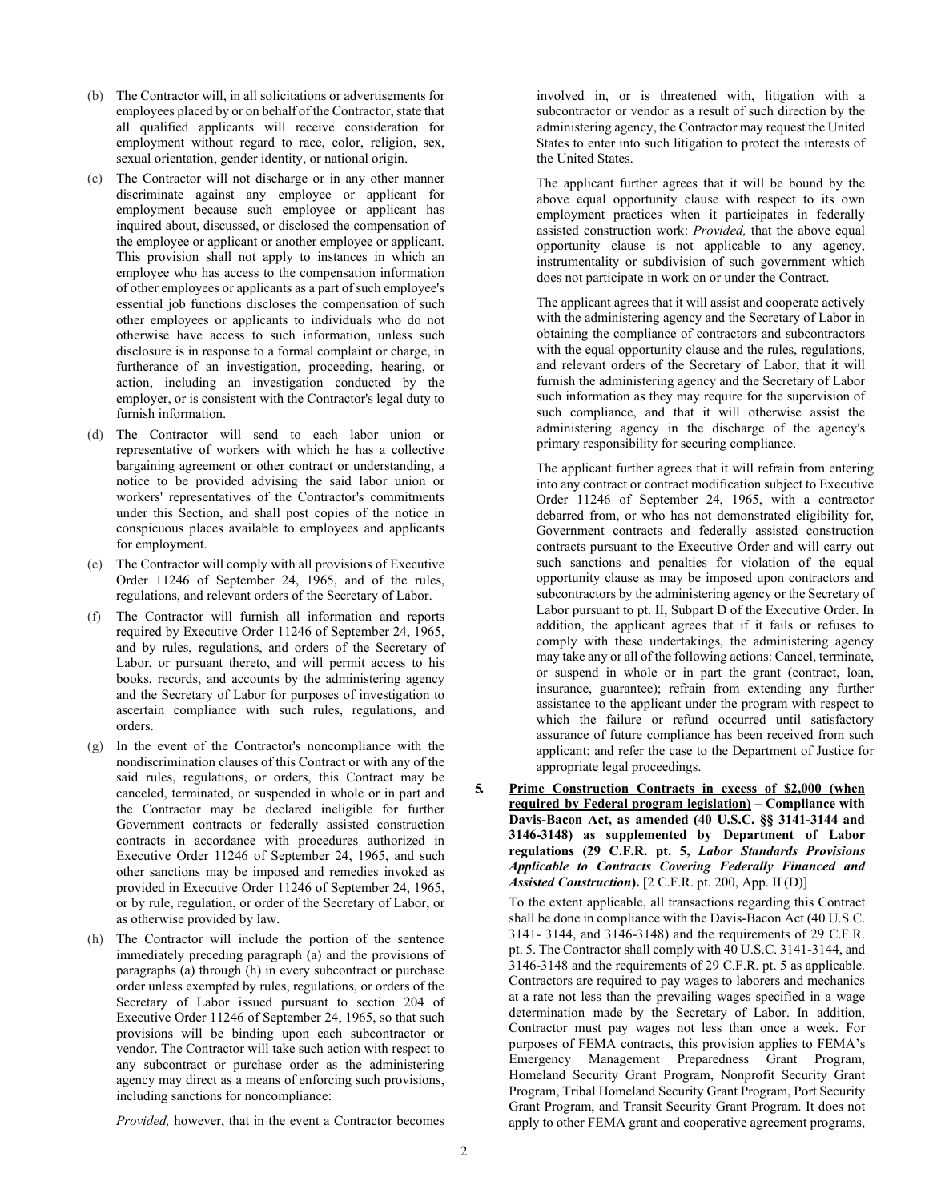(b) The Contractor will, in all solicitations or advertisements for employees placed by or on behalf of the Contractor, state that all qualified applicants will receive consideration for employment without regard to race, color, religion, sex, sexual orientation, gender identity, or national origin.

(c) The Contractor will not discharge or in any other manner discriminate against any employee or applicant for employment because such employee or applicant has inquired about, discussed, or disclosed the compensation of the employee or applicant or another employee or applicant. This provision shall not apply to instances in which an employee who has access to the compensation information of other employees or applicants as a part of such employee's essential job functions discloses the compensation of such other employees or applicants to individuals who do not otherwise have access to such information, unless such disclosure is in response to a formal complaint or charge, in furtherance of an investigation, proceeding, hearing, or action, including an investigation conducted by the employer, or is consistent with the Contractor's legal duty to furnish information.

(d) The Contractor will send to each labor union or representative of workers with which he has a collective bargaining agreement or other contract or understanding, a notice to be provided advising the said labor union or workers' representatives of the Contractor's commitments under this Section, and shall post copies of the notice in conspicuous places available to employees and applicants for employment.

(e) The Contractor will comply with all provisions of Executive Order 11246 of September 24, 1965, and of the rules, regulations, and relevant orders of the Secretary of Labor.

(f) The Contractor will furnish all information and reports required by Executive Order 11246 of September 24, 1965, and by rules, regulations, and orders of the Secretary of Labor, or pursuant thereto, and will permit access to his books, records, and accounts by the administering agency and the Secretary of Labor for purposes of investigation to ascertain compliance with such rules, regulations, and orders.

(g) In the event of the Contractor's noncompliance with the nondiscrimination clauses of this Contract or with any of the said rules, regulations, or orders, this Contract may be canceled, terminated, or suspended in whole or in part and the Contractor may be declared ineligible for further Government contracts or federally assisted construction contracts in accordance with procedures authorized in Executive Order 11246 of September 24, 1965, and such other sanctions may be imposed and remedies invoked as provided in Executive Order 11246 of September 24, 1965, or by rule, regulation, or order of the Secretary of Labor, or as otherwise provided by law.

(h) The Contractor will include the portion of the sentence immediately preceding paragraph (a) and the provisions of paragraphs (a) through (h) in every subcontract or purchase order unless exempted by rules, regulations, or orders of the Secretary of Labor issued pursuant to section 204 of Executive Order 11246 of September 24, 1965, so that such provisions will be binding upon each subcontractor or vendor. The Contractor will take such action with respect to any subcontract or purchase order as the administering agency may direct as a means of enforcing such provisions, including sanctions for noncompliance:

*Provided,* however, that in the event a Contractor becomes involved in, or is threatened with, litigation with a subcontractor or vendor as a result of such direction by the administering agency, the Contractor may request the United States to enter into such litigation to protect the interests of the United States.

The applicant further agrees that it will be bound by the above equal opportunity clause with respect to its own employment practices when it participates in federally assisted construction work: *Provided,* that the above equal opportunity clause is not applicable to any agency, instrumentality or subdivision of such government which does not participate in work on or under the Contract.

The applicant agrees that it will assist and cooperate actively with the administering agency and the Secretary of Labor in obtaining the compliance of contractors and subcontractors with the equal opportunity clause and the rules, regulations, and relevant orders of the Secretary of Labor, that it will furnish the administering agency and the Secretary of Labor such information as they may require for the supervision of such compliance, and that it will otherwise assist the administering agency in the discharge of the agency's primary responsibility for securing compliance.

The applicant further agrees that it will refrain from entering into any contract or contract modification subject to Executive Order 11246 of September 24, 1965, with a contractor debarred from, or who has not demonstrated eligibility for, Government contracts and federally assisted construction contracts pursuant to the Executive Order and will carry out such sanctions and penalties for violation of the equal opportunity clause as may be imposed upon contractors and subcontractors by the administering agency or the Secretary of Labor pursuant to pt. II, Subpart D of the Executive Order. In addition, the applicant agrees that if it fails or refuses to comply with these undertakings, the administering agency may take any or all of the following actions: Cancel, terminate, or suspend in whole or in part the grant (contract, loan, insurance, guarantee); refrain from extending any further assistance to the applicant under the program with respect to which the failure or refund occurred until satisfactory assurance of future compliance has been received from such applicant; and refer the case to the Department of Justice for appropriate legal proceedings.

**5. <u>Prime Construction Contracts in excess of $2,000 (when required by Federal program legislation)</u> – Compliance with Davis-Bacon Act, as amended (40 U.S.C. §§ 3141-3144 and 3146-3148) as supplemented by Department of Labor regulations (29 C.F.R. pt. 5, *Labor Standards Provisions Applicable to Contracts Covering Federally Financed and Assisted Construction*).** [2 C.F.R. pt. 200, App. II (D)]

To the extent applicable, all transactions regarding this Contract shall be done in compliance with the Davis-Bacon Act (40 U.S.C. 3141- 3144, and 3146-3148) and the requirements of 29 C.F.R. pt. 5. The Contractor shall comply with 40 U.S.C. 3141-3144, and 3146-3148 and the requirements of 29 C.F.R. pt. 5 as applicable. Contractors are required to pay wages to laborers and mechanics at a rate not less than the prevailing wages specified in a wage determination made by the Secretary of Labor. In addition, Contractor must pay wages not less than once a week. For purposes of FEMA contracts, this provision applies to FEMA's Emergency Management Preparedness Grant Program, Homeland Security Grant Program, Nonprofit Security Grant Program, Tribal Homeland Security Grant Program, Port Security Grant Program, and Transit Security Grant Program. It does not apply to other FEMA grant and cooperative agreement programs,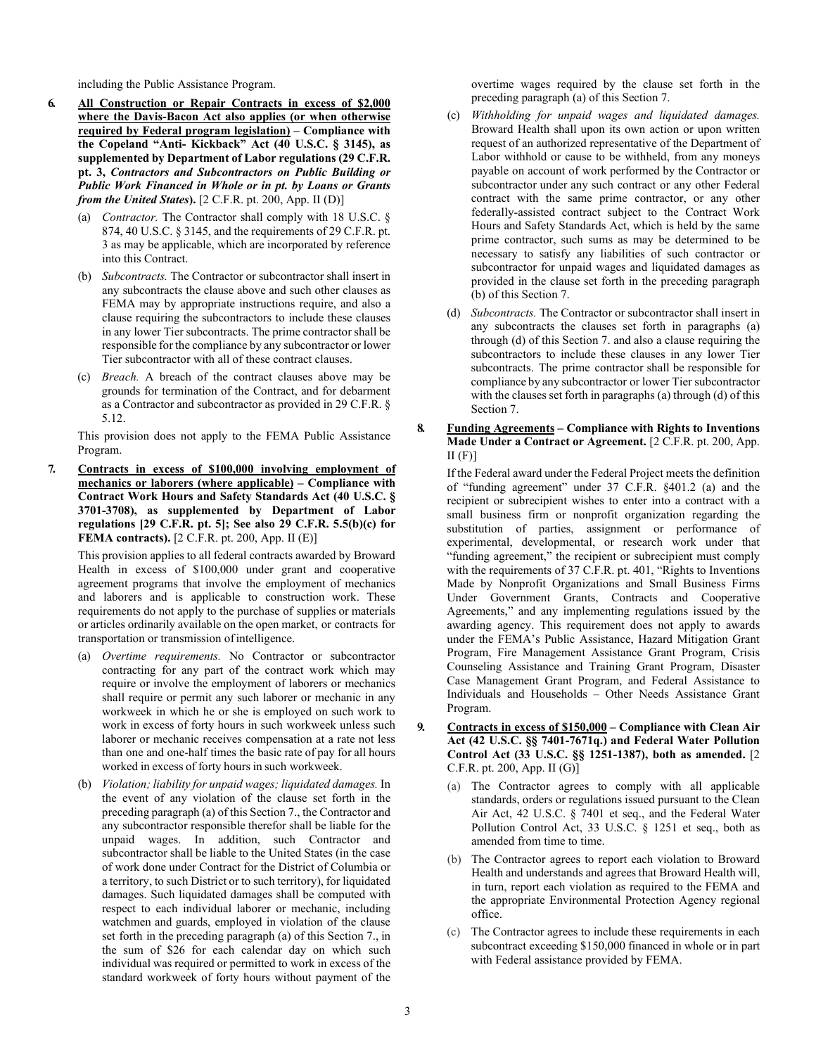including the Public Assistance Program.

**6. <u>All Construction or Repair Contracts in excess of $2,000 where the Davis-Bacon Act also applies (or when otherwise required by Federal program legislation)</u> – Compliance with the Copeland "Anti- Kickback" Act (40 U.S.C. § 3145), as supplemented by Department of Labor regulations (29 C.F.R. pt. 3, *Contractors and Subcontractors on Public Building or Public Work Financed in Whole or in pt. by Loans or Grants from the United States*).** [2 C.F.R. pt. 200, App. II (D)]

(a) *Contractor.* The Contractor shall comply with 18 U.S.C. § 874, 40 U.S.C. § 3145, and the requirements of 29 C.F.R. pt. 3 as may be applicable, which are incorporated by reference into this Contract.

(b) *Subcontracts.* The Contractor or subcontractor shall insert in any subcontracts the clause above and such other clauses as FEMA may by appropriate instructions require, and also a clause requiring the subcontractors to include these clauses in any lower Tier subcontracts. The prime contractor shall be responsible for the compliance by any subcontractor or lower Tier subcontractor with all of these contract clauses.

(c) *Breach.* A breach of the contract clauses above may be grounds for termination of the Contract, and for debarment as a Contractor and subcontractor as provided in 29 C.F.R. § 5.12.

This provision does not apply to the FEMA Public Assistance Program.

**7. <u>Contracts in excess of $100,000 involving employment of mechanics or laborers (where applicable)</u> – Compliance with Contract Work Hours and Safety Standards Act (40 U.S.C. § 3701-3708), as supplemented by Department of Labor regulations [29 C.F.R. pt. 5]; See also 29 C.F.R. 5.5(b)(c) for FEMA contracts).** [2 C.F.R. pt. 200, App. II (E)]

This provision applies to all federal contracts awarded by Broward Health in excess of $100,000 under grant and cooperative agreement programs that involve the employment of mechanics and laborers and is applicable to construction work. These requirements do not apply to the purchase of supplies or materials or articles ordinarily available on the open market, or contracts for transportation or transmission of intelligence.

(a) *Overtime requirements.* No Contractor or subcontractor contracting for any part of the contract work which may require or involve the employment of laborers or mechanics shall require or permit any such laborer or mechanic in any workweek in which he or she is employed on such work to work in excess of forty hours in such workweek unless such laborer or mechanic receives compensation at a rate not less than one and one-half times the basic rate of pay for all hours worked in excess of forty hours in such workweek.

(b) *Violation; liability for unpaid wages; liquidated damages.* In the event of any violation of the clause set forth in the preceding paragraph (a) of this Section 7., the Contractor and any subcontractor responsible therefor shall be liable for the unpaid wages. In addition, such Contractor and subcontractor shall be liable to the United States (in the case of work done under Contract for the District of Columbia or a territory, to such District or to such territory), for liquidated damages. Such liquidated damages shall be computed with respect to each individual laborer or mechanic, including watchmen and guards, employed in violation of the clause set forth in the preceding paragraph (a) of this Section 7., in the sum of $26 for each calendar day on which such individual was required or permitted to work in excess of the standard workweek of forty hours without payment of the overtime wages required by the clause set forth in the preceding paragraph (a) of this Section 7.

(c) *Withholding for unpaid wages and liquidated damages.* Broward Health shall upon its own action or upon written request of an authorized representative of the Department of Labor withhold or cause to be withheld, from any moneys payable on account of work performed by the Contractor or subcontractor under any such contract or any other Federal contract with the same prime contractor, or any other federally-assisted contract subject to the Contract Work Hours and Safety Standards Act, which is held by the same prime contractor, such sums as may be determined to be necessary to satisfy any liabilities of such contractor or subcontractor for unpaid wages and liquidated damages as provided in the clause set forth in the preceding paragraph (b) of this Section 7.

(d) *Subcontracts.* The Contractor or subcontractor shall insert in any subcontracts the clauses set forth in paragraphs (a) through (d) of this Section 7. and also a clause requiring the subcontractors to include these clauses in any lower Tier subcontracts. The prime contractor shall be responsible for compliance by any subcontractor or lower Tier subcontractor with the clauses set forth in paragraphs (a) through (d) of this Section 7.

**8. <u>Funding Agreements</u> – Compliance with Rights to Inventions Made Under a Contract or Agreement.** [2 C.F.R. pt. 200, App. II (F)]

If the Federal award under the Federal Project meets the definition of "funding agreement" under 37 C.F.R. §401.2 (a) and the recipient or subrecipient wishes to enter into a contract with a small business firm or nonprofit organization regarding the substitution of parties, assignment or performance of experimental, developmental, or research work under that "funding agreement," the recipient or subrecipient must comply with the requirements of 37 C.F.R. pt. 401, "Rights to Inventions Made by Nonprofit Organizations and Small Business Firms Under Government Grants, Contracts and Cooperative Agreements," and any implementing regulations issued by the awarding agency. This requirement does not apply to awards under the FEMA's Public Assistance, Hazard Mitigation Grant Program, Fire Management Assistance Grant Program, Crisis Counseling Assistance and Training Grant Program, Disaster Case Management Grant Program, and Federal Assistance to Individuals and Households – Other Needs Assistance Grant Program.

**9. <u>Contracts in excess of $150,000</u> – Compliance with Clean Air Act (42 U.S.C. §§ 7401-7671q.) and Federal Water Pollution Control Act (33 U.S.C. §§ 1251-1387), both as amended.** [2 C.F.R. pt. 200, App. II (G)]

(a) The Contractor agrees to comply with all applicable standards, orders or regulations issued pursuant to the Clean Air Act, 42 U.S.C. § 7401 et seq., and the Federal Water Pollution Control Act, 33 U.S.C. § 1251 et seq., both as amended from time to time.

(b) The Contractor agrees to report each violation to Broward Health and understands and agrees that Broward Health will, in turn, report each violation as required to the FEMA and the appropriate Environmental Protection Agency regional office.

(c) The Contractor agrees to include these requirements in each subcontract exceeding $150,000 financed in whole or in part with Federal assistance provided by FEMA.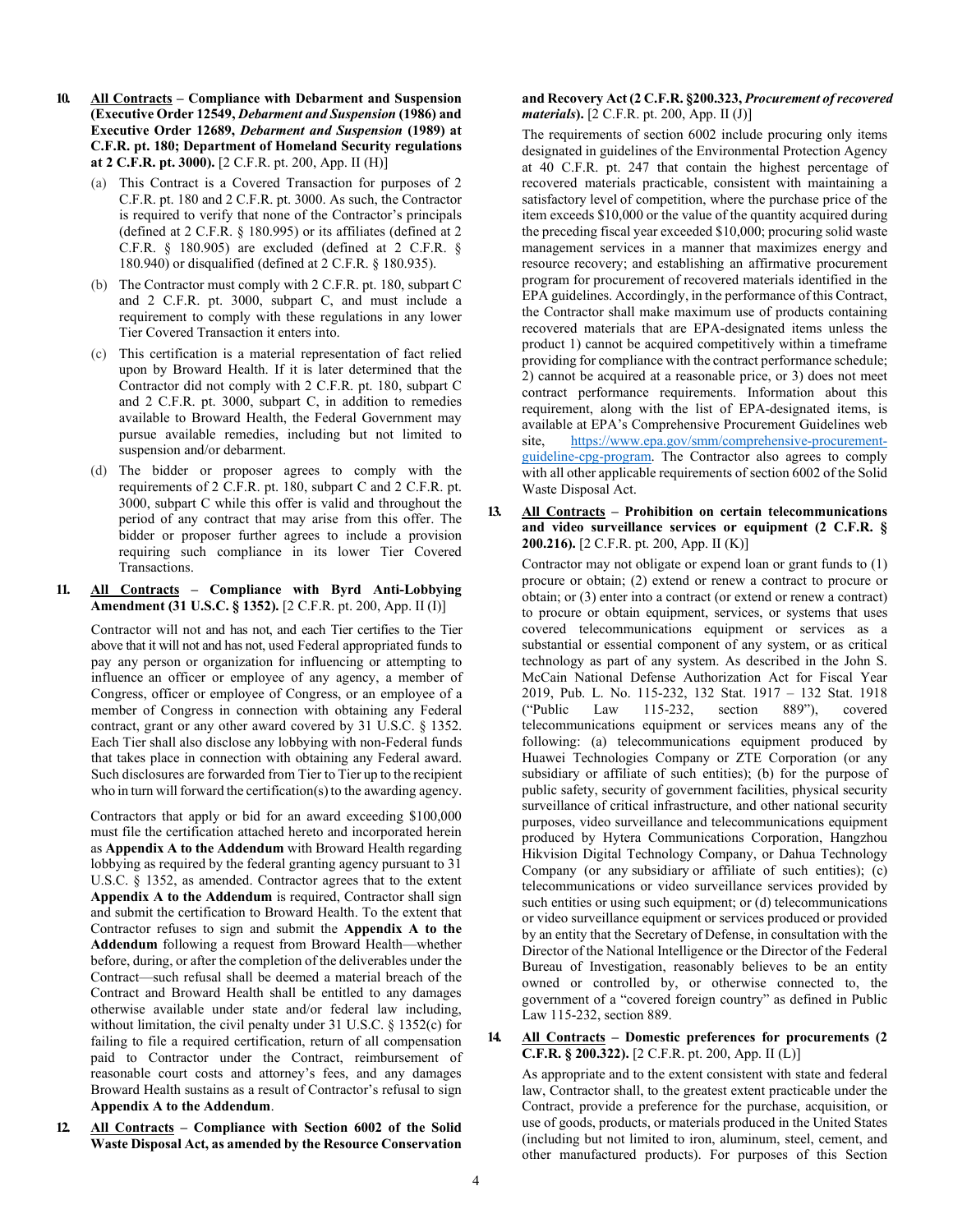**10. <u>All Contracts</u> – Compliance with Debarment and Suspension (Executive Order 12549, *Debarment and Suspension* (1986) and Executive Order 12689, *Debarment and Suspension* (1989) at C.F.R. pt. 180; Department of Homeland Security regulations at 2 C.F.R. pt. 3000).** [2 C.F.R. pt. 200, App. II (H)]

(a) This Contract is a Covered Transaction for purposes of 2 C.F.R. pt. 180 and 2 C.F.R. pt. 3000. As such, the Contractor is required to verify that none of the Contractor's principals (defined at 2 C.F.R. § 180.995) or its affiliates (defined at 2 C.F.R. § 180.905) are excluded (defined at 2 C.F.R. § 180.940) or disqualified (defined at 2 C.F.R. § 180.935).

(b) The Contractor must comply with 2 C.F.R. pt. 180, subpart C and 2 C.F.R. pt. 3000, subpart C, and must include a requirement to comply with these regulations in any lower Tier Covered Transaction it enters into.

(c) This certification is a material representation of fact relied upon by Broward Health. If it is later determined that the Contractor did not comply with 2 C.F.R. pt. 180, subpart C and 2 C.F.R. pt. 3000, subpart C, in addition to remedies available to Broward Health, the Federal Government may pursue available remedies, including but not limited to suspension and/or debarment.

(d) The bidder or proposer agrees to comply with the requirements of 2 C.F.R. pt. 180, subpart C and 2 C.F.R. pt. 3000, subpart C while this offer is valid and throughout the period of any contract that may arise from this offer. The bidder or proposer further agrees to include a provision requiring such compliance in its lower Tier Covered Transactions.

**11. <u>All Contracts</u> – Compliance with Byrd Anti-Lobbying Amendment (31 U.S.C. § 1352).** [2 C.F.R. pt. 200, App. II (I)]

Contractor will not and has not, and each Tier certifies to the Tier above that it will not and has not, used Federal appropriated funds to pay any person or organization for influencing or attempting to influence an officer or employee of any agency, a member of Congress, officer or employee of Congress, or an employee of a member of Congress in connection with obtaining any Federal contract, grant or any other award covered by 31 U.S.C. § 1352. Each Tier shall also disclose any lobbying with non-Federal funds that takes place in connection with obtaining any Federal award. Such disclosures are forwarded from Tier to Tier up to the recipient who in turn will forward the certification(s) to the awarding agency.

Contractors that apply or bid for an award exceeding $100,000 must file the certification attached hereto and incorporated herein as **Appendix A to the Addendum** with Broward Health regarding lobbying as required by the federal granting agency pursuant to 31 U.S.C. § 1352, as amended. Contractor agrees that to the extent **Appendix A to the Addendum** is required, Contractor shall sign and submit the certification to Broward Health. To the extent that Contractor refuses to sign and submit the **Appendix A to the Addendum** following a request from Broward Health—whether before, during, or after the completion of the deliverables under the Contract—such refusal shall be deemed a material breach of the Contract and Broward Health shall be entitled to any damages otherwise available under state and/or federal law including, without limitation, the civil penalty under 31 U.S.C. § 1352(c) for failing to file a required certification, return of all compensation paid to Contractor under the Contract, reimbursement of reasonable court costs and attorney's fees, and any damages Broward Health sustains as a result of Contractor's refusal to sign **Appendix A to the Addendum**.

**12. <u>All Contracts</u> – Compliance with Section 6002 of the Solid Waste Disposal Act, as amended by the Resource Conservation and Recovery Act (2 C.F.R. §200.323, *Procurement of recovered materials*).** [2 C.F.R. pt. 200, App. II (J)]

The requirements of section 6002 include procuring only items designated in guidelines of the Environmental Protection Agency at 40 C.F.R. pt. 247 that contain the highest percentage of recovered materials practicable, consistent with maintaining a satisfactory level of competition, where the purchase price of the item exceeds $10,000 or the value of the quantity acquired during the preceding fiscal year exceeded $10,000; procuring solid waste management services in a manner that maximizes energy and resource recovery; and establishing an affirmative procurement program for procurement of recovered materials identified in the EPA guidelines. Accordingly, in the performance of this Contract, the Contractor shall make maximum use of products containing recovered materials that are EPA-designated items unless the product 1) cannot be acquired competitively within a timeframe providing for compliance with the contract performance schedule; 2) cannot be acquired at a reasonable price, or 3) does not meet contract performance requirements. Information about this requirement, along with the list of EPA-designated items, is available at EPA's Comprehensive Procurement Guidelines web site, https://www.epa.gov/smm/comprehensive-procurement-guideline-cpg-program. The Contractor also agrees to comply with all other applicable requirements of section 6002 of the Solid Waste Disposal Act.

**13. <u>All Contracts</u> – Prohibition on certain telecommunications and video surveillance services or equipment (2 C.F.R. § 200.216).** [2 C.F.R. pt. 200, App. II (K)]

Contractor may not obligate or expend loan or grant funds to (1) procure or obtain; (2) extend or renew a contract to procure or obtain; or (3) enter into a contract (or extend or renew a contract) to procure or obtain equipment, services, or systems that uses covered telecommunications equipment or services as a substantial or essential component of any system, or as critical technology as part of any system. As described in the John S. McCain National Defense Authorization Act for Fiscal Year 2019, Pub. L. No. 115-232, 132 Stat. 1917 – 132 Stat. 1918 ("Public Law 115-232, section 889"), covered telecommunications equipment or services means any of the following: (a) telecommunications equipment produced by Huawei Technologies Company or ZTE Corporation (or any subsidiary or affiliate of such entities); (b) for the purpose of public safety, security of government facilities, physical security surveillance of critical infrastructure, and other national security purposes, video surveillance and telecommunications equipment produced by Hytera Communications Corporation, Hangzhou Hikvision Digital Technology Company, or Dahua Technology Company (or any subsidiary or affiliate of such entities); (c) telecommunications or video surveillance services provided by such entities or using such equipment; or (d) telecommunications or video surveillance equipment or services produced or provided by an entity that the Secretary of Defense, in consultation with the Director of the National Intelligence or the Director of the Federal Bureau of Investigation, reasonably believes to be an entity owned or controlled by, or otherwise connected to, the government of a "covered foreign country" as defined in Public Law 115-232, section 889.

**14. <u>All Contracts</u> – Domestic preferences for procurements (2 C.F.R. § 200.322).** [2 C.F.R. pt. 200, App. II (L)]

As appropriate and to the extent consistent with state and federal law, Contractor shall, to the greatest extent practicable under the Contract, provide a preference for the purchase, acquisition, or use of goods, products, or materials produced in the United States (including but not limited to iron, aluminum, steel, cement, and other manufactured products). For purposes of this Section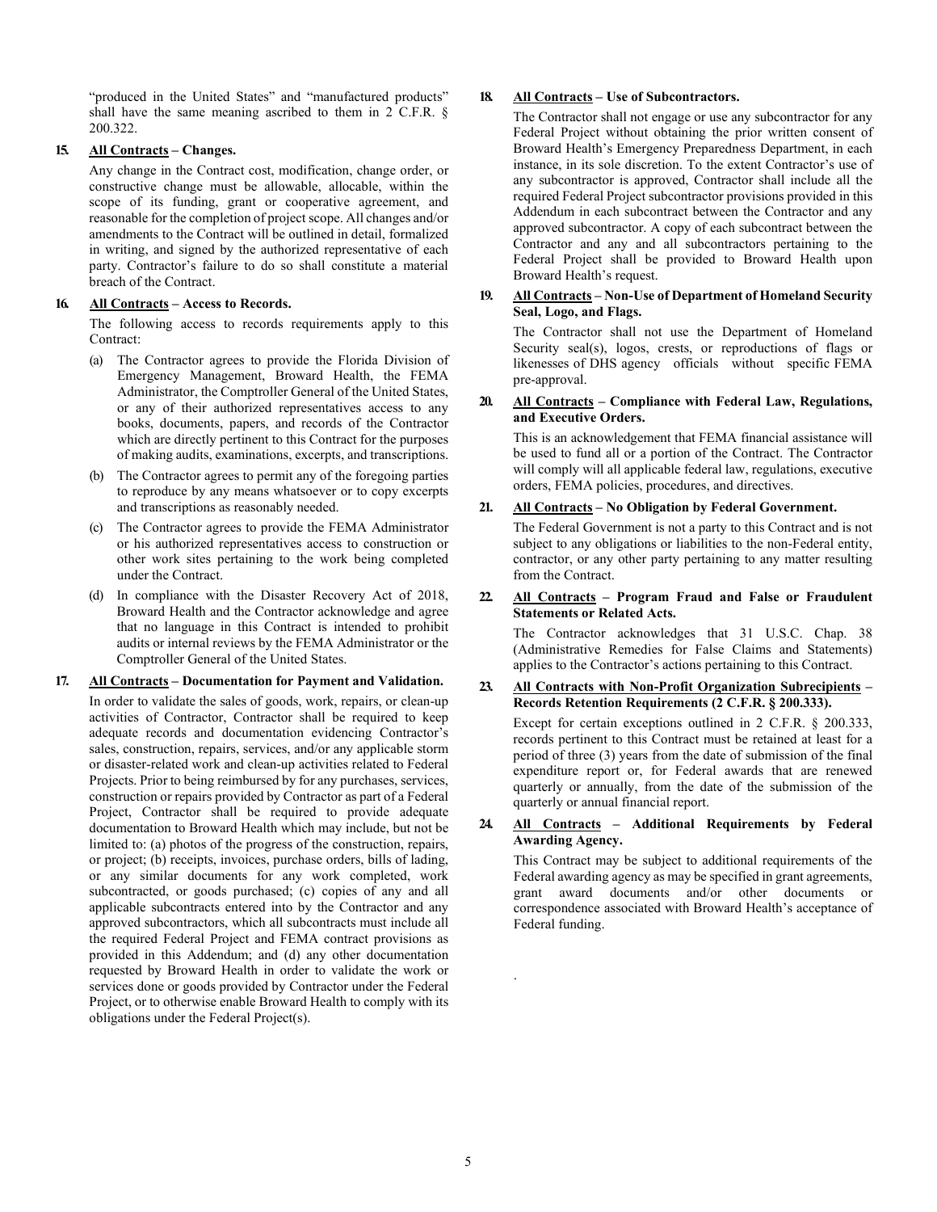"produced in the United States" and "manufactured products" shall have the same meaning ascribed to them in 2 C.F.R. § 200.322.

**15. <u>All Contracts</u> – Changes.**

Any change in the Contract cost, modification, change order, or constructive change must be allowable, allocable, within the scope of its funding, grant or cooperative agreement, and reasonable for the completion of project scope. All changes and/or amendments to the Contract will be outlined in detail, formalized in writing, and signed by the authorized representative of each party. Contractor's failure to do so shall constitute a material breach of the Contract.

**16. <u>All Contracts</u> – Access to Records.**

The following access to records requirements apply to this Contract:

(a) The Contractor agrees to provide the Florida Division of Emergency Management, Broward Health, the FEMA Administrator, the Comptroller General of the United States, or any of their authorized representatives access to any books, documents, papers, and records of the Contractor which are directly pertinent to this Contract for the purposes of making audits, examinations, excerpts, and transcriptions.

(b) The Contractor agrees to permit any of the foregoing parties to reproduce by any means whatsoever or to copy excerpts and transcriptions as reasonably needed.

(c) The Contractor agrees to provide the FEMA Administrator or his authorized representatives access to construction or other work sites pertaining to the work being completed under the Contract.

(d) In compliance with the Disaster Recovery Act of 2018, Broward Health and the Contractor acknowledge and agree that no language in this Contract is intended to prohibit audits or internal reviews by the FEMA Administrator or the Comptroller General of the United States.

**17. <u>All Contracts</u> – Documentation for Payment and Validation.**

In order to validate the sales of goods, work, repairs, or clean-up activities of Contractor, Contractor shall be required to keep adequate records and documentation evidencing Contractor's sales, construction, repairs, services, and/or any applicable storm or disaster-related work and clean-up activities related to Federal Projects. Prior to being reimbursed by for any purchases, services, construction or repairs provided by Contractor as part of a Federal Project, Contractor shall be required to provide adequate documentation to Broward Health which may include, but not be limited to: (a) photos of the progress of the construction, repairs, or project; (b) receipts, invoices, purchase orders, bills of lading, or any similar documents for any work completed, work subcontracted, or goods purchased; (c) copies of any and all applicable subcontracts entered into by the Contractor and any approved subcontractors, which all subcontracts must include all the required Federal Project and FEMA contract provisions as provided in this Addendum; and (d) any other documentation requested by Broward Health in order to validate the work or services done or goods provided by Contractor under the Federal Project, or to otherwise enable Broward Health to comply with its obligations under the Federal Project(s).

**18. <u>All Contracts</u> – Use of Subcontractors.**

The Contractor shall not engage or use any subcontractor for any Federal Project without obtaining the prior written consent of Broward Health's Emergency Preparedness Department, in each instance, in its sole discretion. To the extent Contractor's use of any subcontractor is approved, Contractor shall include all the required Federal Project subcontractor provisions provided in this Addendum in each subcontract between the Contractor and any approved subcontractor. A copy of each subcontract between the Contractor and any and all subcontractors pertaining to the Federal Project shall be provided to Broward Health upon Broward Health's request.

**19. <u>All Contracts</u> – Non-Use of Department of Homeland Security Seal, Logo, and Flags.**

The Contractor shall not use the Department of Homeland Security seal(s), logos, crests, or reproductions of flags or likenesses of DHS agency officials without specific FEMA pre-approval.

**20. <u>All Contracts</u> – Compliance with Federal Law, Regulations, and Executive Orders.**

This is an acknowledgement that FEMA financial assistance will be used to fund all or a portion of the Contract. The Contractor will comply will all applicable federal law, regulations, executive orders, FEMA policies, procedures, and directives.

**21. <u>All Contracts</u> – No Obligation by Federal Government.**

The Federal Government is not a party to this Contract and is not subject to any obligations or liabilities to the non-Federal entity, contractor, or any other party pertaining to any matter resulting from the Contract.

**22. <u>All Contracts</u> – Program Fraud and False or Fraudulent Statements or Related Acts.**

The Contractor acknowledges that 31 U.S.C. Chap. 38 (Administrative Remedies for False Claims and Statements) applies to the Contractor's actions pertaining to this Contract.

**23. <u>All Contracts with Non-Profit Organization Subrecipients</u> – Records Retention Requirements (2 C.F.R. § 200.333).**

Except for certain exceptions outlined in 2 C.F.R. § 200.333, records pertinent to this Contract must be retained at least for a period of three (3) years from the date of submission of the final expenditure report or, for Federal awards that are renewed quarterly or annually, from the date of the submission of the quarterly or annual financial report.

**24. <u>All Contracts</u> – Additional Requirements by Federal Awarding Agency.**

This Contract may be subject to additional requirements of the Federal awarding agency as may be specified in grant agreements, grant award documents and/or other documents or correspondence associated with Broward Health's acceptance of Federal funding.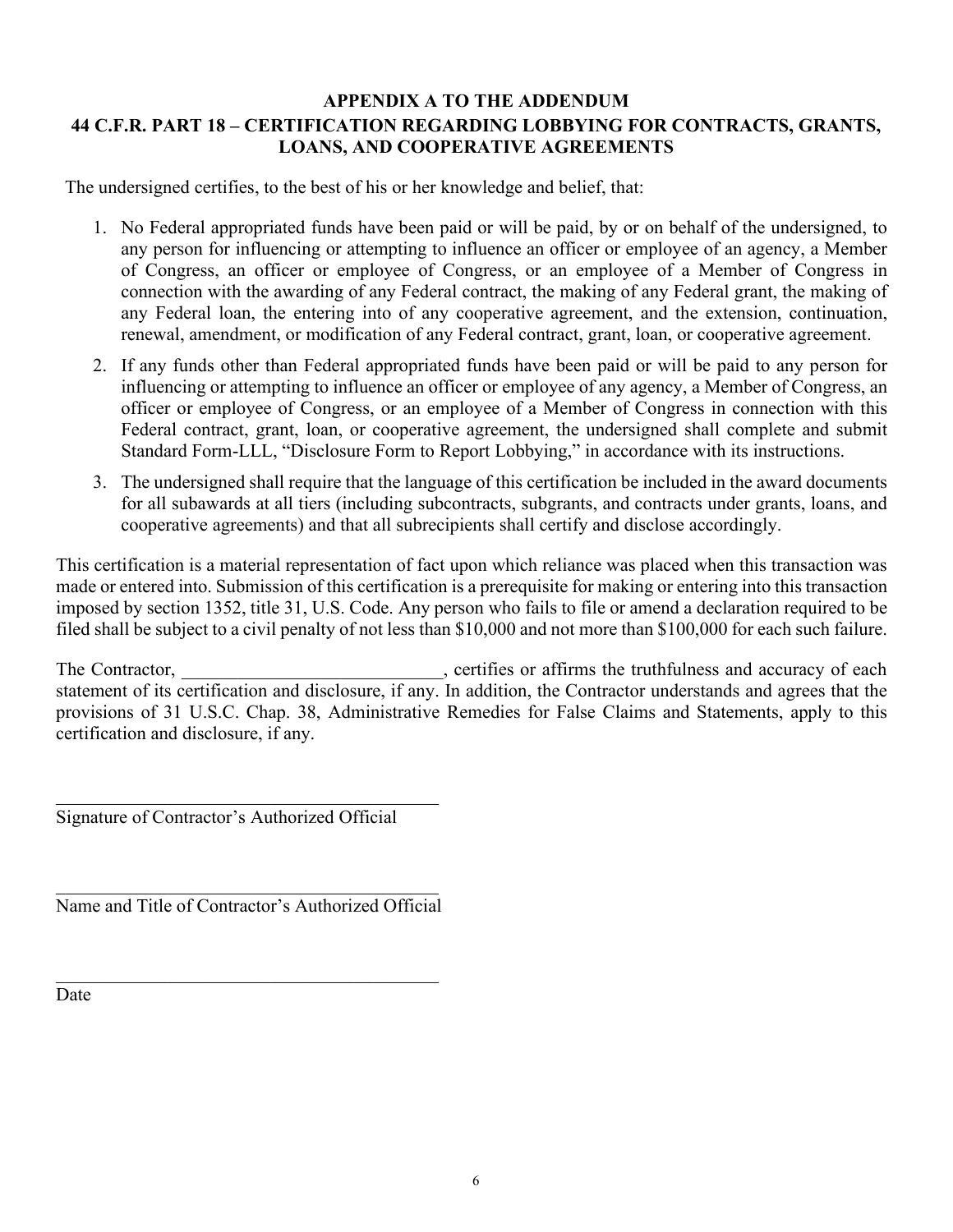**APPENDIX A TO THE ADDENDUM**

**44 C.F.R. PART 18 – CERTIFICATION REGARDING LOBBYING FOR CONTRACTS, GRANTS, LOANS, AND COOPERATIVE AGREEMENTS**

The undersigned certifies, to the best of his or her knowledge and belief, that:

1. No Federal appropriated funds have been paid or will be paid, by or on behalf of the undersigned, to any person for influencing or attempting to influence an officer or employee of an agency, a Member of Congress, an officer or employee of Congress, or an employee of a Member of Congress in connection with the awarding of any Federal contract, the making of any Federal grant, the making of any Federal loan, the entering into of any cooperative agreement, and the extension, continuation, renewal, amendment, or modification of any Federal contract, grant, loan, or cooperative agreement.
2. If any funds other than Federal appropriated funds have been paid or will be paid to any person for influencing or attempting to influence an officer or employee of any agency, a Member of Congress, an officer or employee of Congress, or an employee of a Member of Congress in connection with this Federal contract, grant, loan, or cooperative agreement, the undersigned shall complete and submit Standard Form-LLL, "Disclosure Form to Report Lobbying," in accordance with its instructions.
3. The undersigned shall require that the language of this certification be included in the award documents for all subawards at all tiers (including subcontracts, subgrants, and contracts under grants, loans, and cooperative agreements) and that all subrecipients shall certify and disclose accordingly.

This certification is a material representation of fact upon which reliance was placed when this transaction was made or entered into. Submission of this certification is a prerequisite for making or entering into this transaction imposed by section 1352, title 31, U.S. Code. Any person who fails to file or amend a declaration required to be filed shall be subject to a civil penalty of not less than $10,000 and not more than $100,000 for each such failure.

The Contractor, ____________________________, certifies or affirms the truthfulness and accuracy of each statement of its certification and disclosure, if any. In addition, the Contractor understands and agrees that the provisions of 31 U.S.C. Chap. 38, Administrative Remedies for False Claims and Statements, apply to this certification and disclosure, if any.

____________________________________________
Signature of Contractor's Authorized Official

____________________________________________
Name and Title of Contractor's Authorized Official

____________________________________________
Date